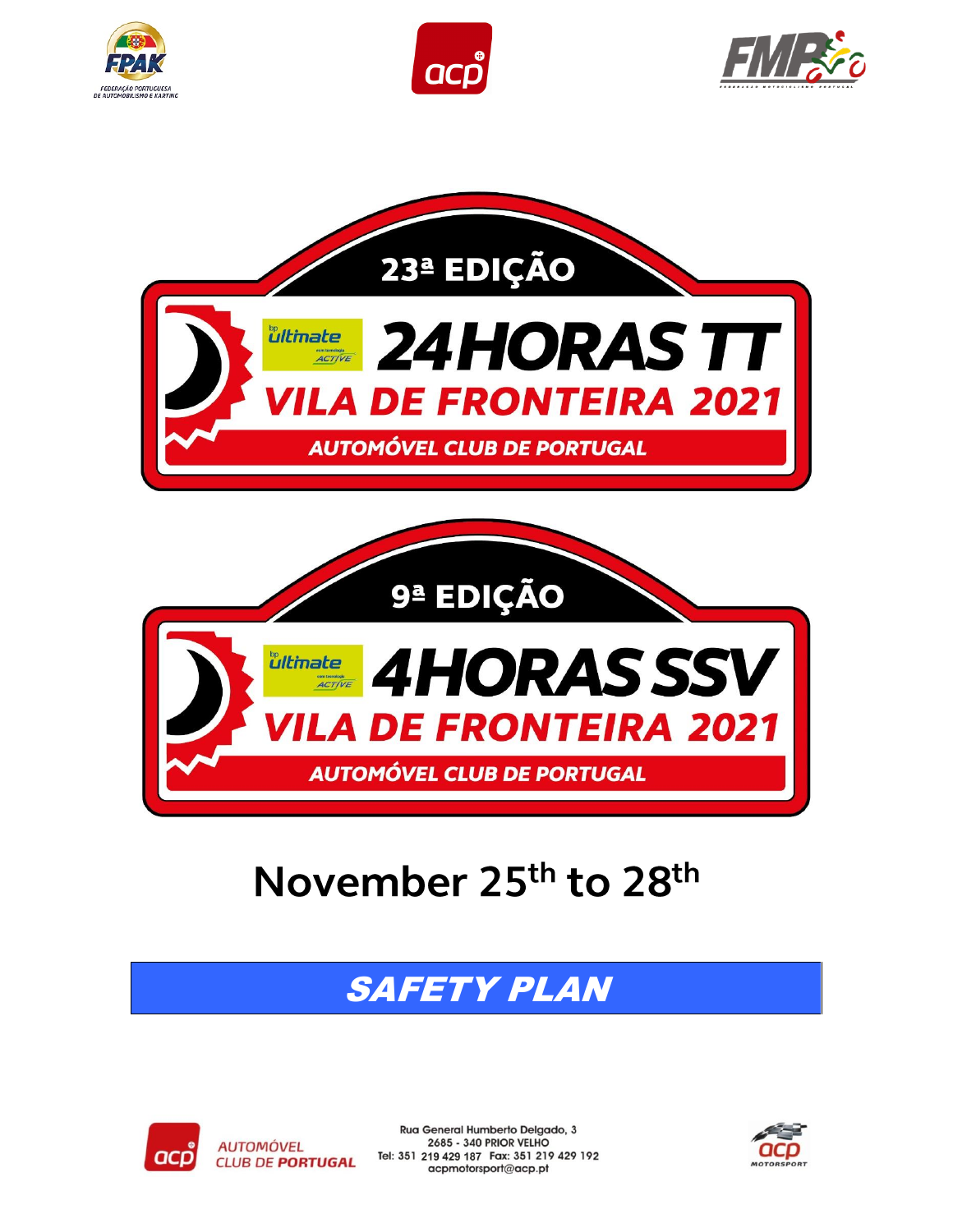FPAK
FEDERAÇÃO PORTUGUESA DE AUTOMOBILISMO E KARTING

acp

FMP

23ª EDIÇÃO

ultimate ACTIVE

# 24HORAS TT

## VILA DE FRONTEIRA 2021

AUTOMÓVEL CLUB DE PORTUGAL

9ª EDIÇÃO

ultimate ACTIVE

# 4HORAS SSV

## VILA DE FRONTEIRA 2021

AUTOMÓVEL CLUB DE PORTUGAL

## November 25th to 28th

# SAFETY PLAN

AUTOMÓVEL CLUB DE PORTUGAL

Rua General Humberto Delgado, 3
2685 - 340 PRIOR VELHO
Tel: 351 219 429 187 Fax: 351 219 429 192
acpmotorsport@acp.pt

acp MOTORSPORT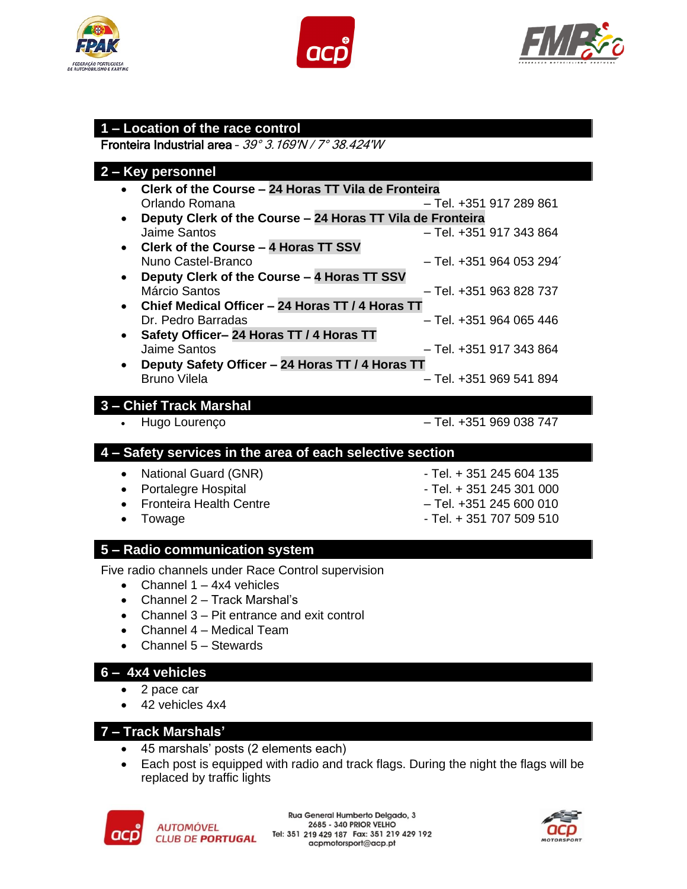## 1 – Location of the race control

Fronteira Industrial area - *39° 3.169'N / 7° 38.424'W*

## 2 – Key personnel

- **Clerk of the Course – 24 Horas TT Vila de Fronteira**
  Orlando Romana – Tel. +351 917 289 861
- **Deputy Clerk of the Course – 24 Horas TT Vila de Fronteira**
  Jaime Santos – Tel. +351 917 343 864
- **Clerk of the Course – 4 Horas TT SSV**
  Nuno Castel-Branco – Tel. +351 964 053 294´
- **Deputy Clerk of the Course – 4 Horas TT SSV**
  Márcio Santos – Tel. +351 963 828 737
- **Chief Medical Officer – 24 Horas TT / 4 Horas TT**
  Dr. Pedro Barradas – Tel. +351 964 065 446
- **Safety Officer– 24 Horas TT / 4 Horas TT**
  Jaime Santos – Tel. +351 917 343 864
- **Deputy Safety Officer – 24 Horas TT / 4 Horas TT**
  Bruno Vilela – Tel. +351 969 541 894

## 3 – Chief Track Marshal

- Hugo Lourenço – Tel. +351 969 038 747

## 4 – Safety services in the area of each selective section

- National Guard (GNR) - Tel. + 351 245 604 135
- Portalegre Hospital - Tel. + 351 245 301 000
- Fronteira Health Centre – Tel. +351 245 600 010
- Towage - Tel. + 351 707 509 510

## 5 – Radio communication system

Five radio channels under Race Control supervision

- Channel 1 – 4x4 vehicles
- Channel 2 – Track Marshal's
- Channel 3 – Pit entrance and exit control
- Channel 4 – Medical Team
- Channel 5 – Stewards

## 6 – 4x4 vehicles

- 2 pace car
- 42 vehicles 4x4

## 7 – Track Marshals'

- 45 marshals' posts (2 elements each)
- Each post is equipped with radio and track flags. During the night the flags will be replaced by traffic lights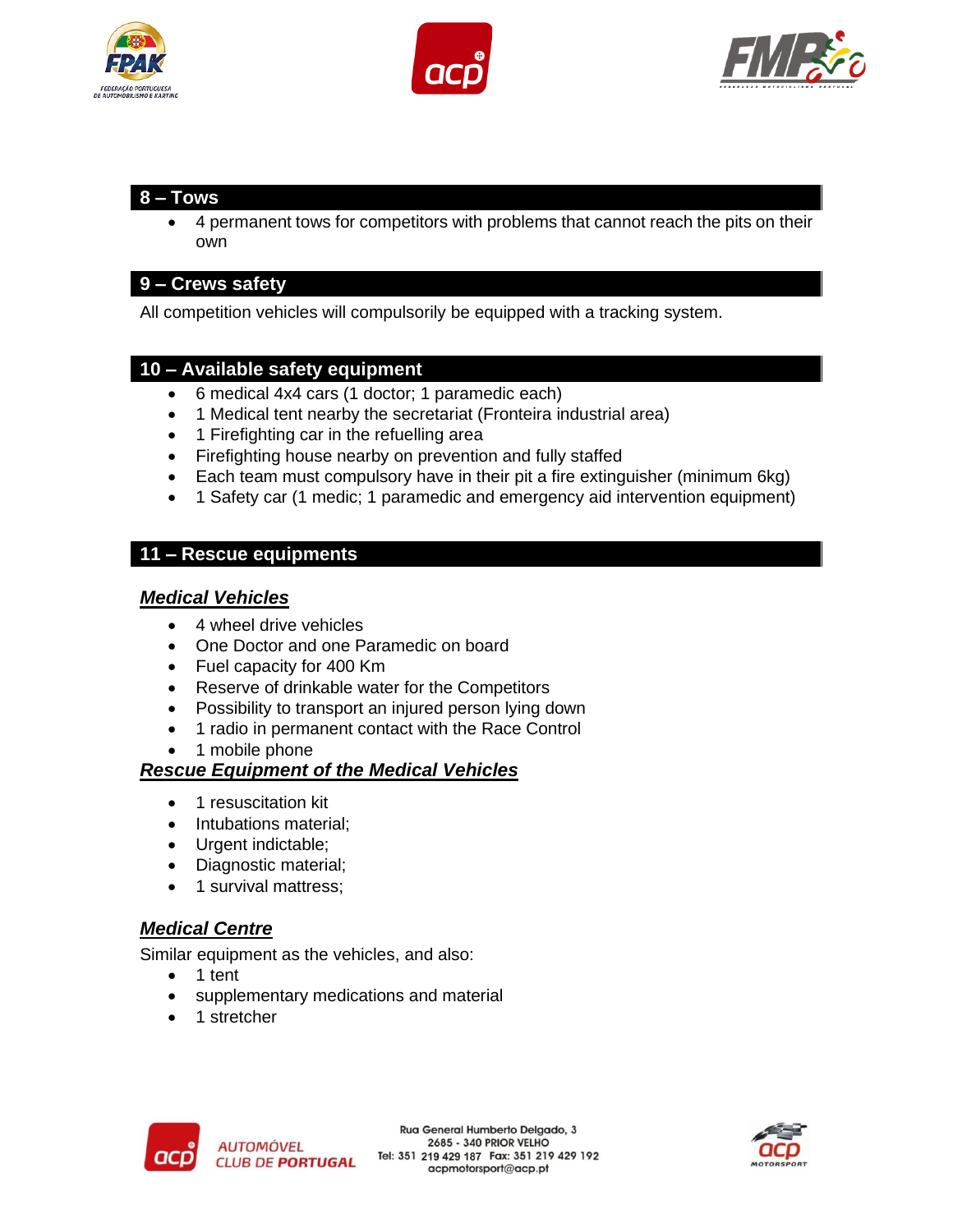## 8 – Tows

- 4 permanent tows for competitors with problems that cannot reach the pits on their own

## 9 – Crews safety

All competition vehicles will compulsorily be equipped with a tracking system.

## 10 – Available safety equipment

- 6 medical 4x4 cars (1 doctor; 1 paramedic each)
- 1 Medical tent nearby the secretariat (Fronteira industrial area)
- 1 Firefighting car in the refuelling area
- Firefighting house nearby on prevention and fully staffed
- Each team must compulsory have in their pit a fire extinguisher (minimum 6kg)
- 1 Safety car (1 medic; 1 paramedic and emergency aid intervention equipment)

## 11 – Rescue equipments

### ***Medical Vehicles***

- 4 wheel drive vehicles
- One Doctor and one Paramedic on board
- Fuel capacity for 400 Km
- Reserve of drinkable water for the Competitors
- Possibility to transport an injured person lying down
- 1 radio in permanent contact with the Race Control
- 1 mobile phone

### ***Rescue Equipment of the Medical Vehicles***

- 1 resuscitation kit
- Intubations material;
- Urgent indictable;
- Diagnostic material;
- 1 survival mattress;

### ***Medical Centre***

Similar equipment as the vehicles, and also:

- 1 tent
- supplementary medications and material
- 1 stretcher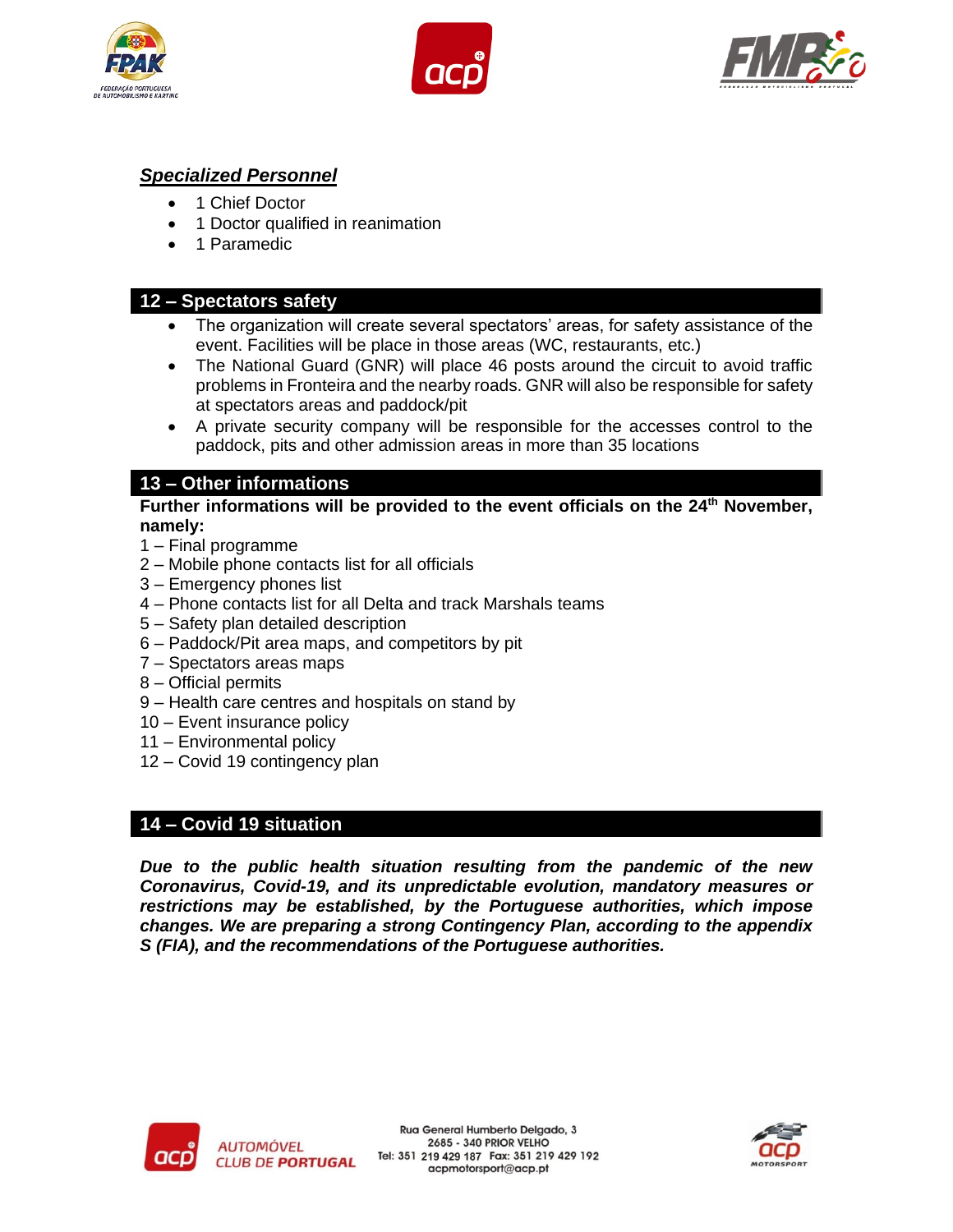***Specialized Personnel***

- 1 Chief Doctor
- 1 Doctor qualified in reanimation
- 1 Paramedic

## 12 – Spectators safety

- The organization will create several spectators' areas, for safety assistance of the event. Facilities will be place in those areas (WC, restaurants, etc.)
- The National Guard (GNR) will place 46 posts around the circuit to avoid traffic problems in Fronteira and the nearby roads. GNR will also be responsible for safety at spectators areas and paddock/pit
- A private security company will be responsible for the accesses control to the paddock, pits and other admission areas in more than 35 locations

## 13 – Other informations

**Further informations will be provided to the event officials on the 24th November, namely:**

1 – Final programme
2 – Mobile phone contacts list for all officials
3 – Emergency phones list
4 – Phone contacts list for all Delta and track Marshals teams
5 – Safety plan detailed description
6 – Paddock/Pit area maps, and competitors by pit
7 – Spectators areas maps
8 – Official permits
9 – Health care centres and hospitals on stand by
10 – Event insurance policy
11 – Environmental policy
12 – Covid 19 contingency plan

## 14 – Covid 19 situation

***Due to the public health situation resulting from the pandemic of the new Coronavirus, Covid-19, and its unpredictable evolution, mandatory measures or restrictions may be established, by the Portuguese authorities, which impose changes. We are preparing a strong Contingency Plan, according to the appendix S (FIA), and the recommendations of the Portuguese authorities.***